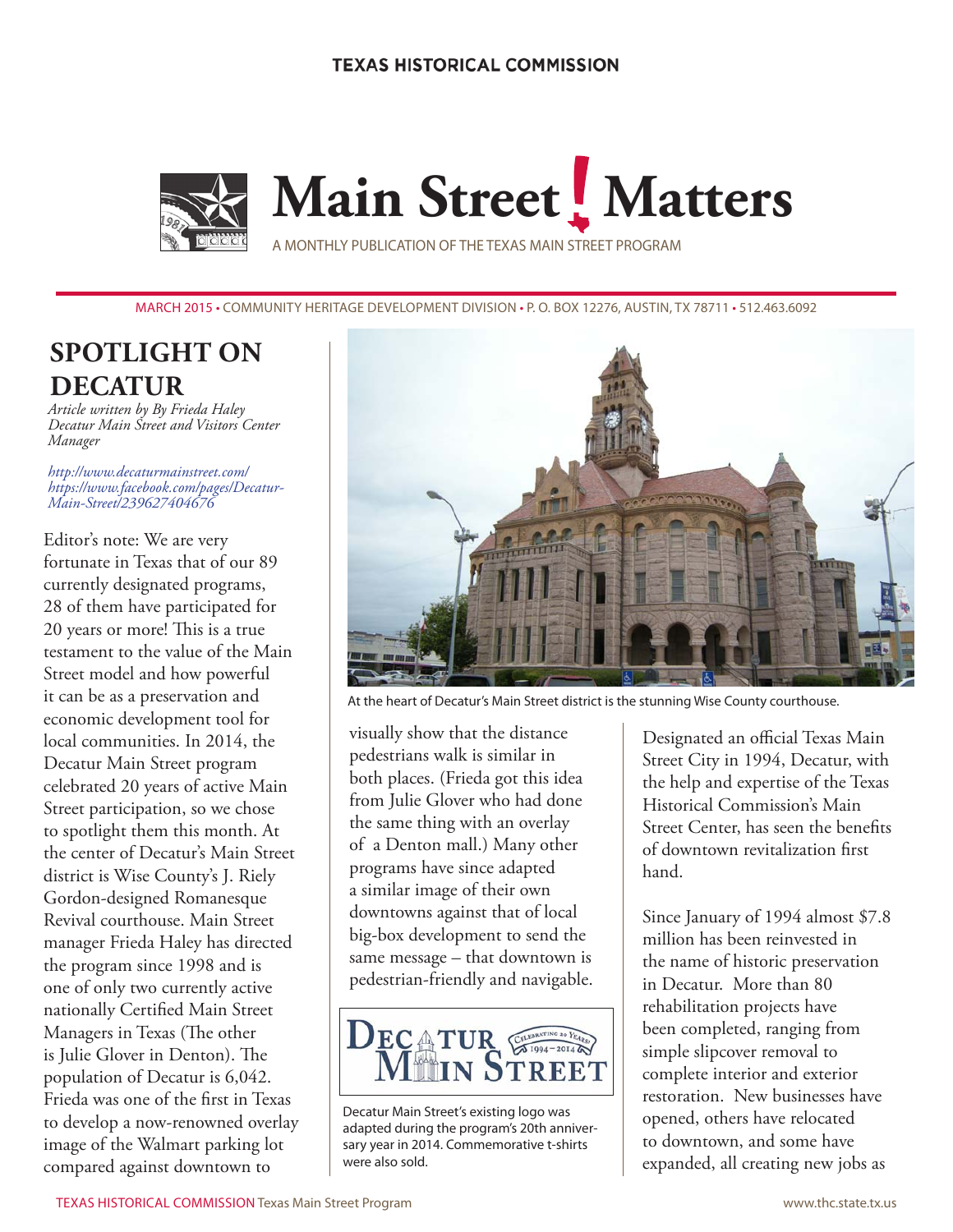TEXAS HISTORICAL COMMISSION

# Main Street! Matters

A MONTHLY PUBLICATION OF THE TEXAS MAIN STREET PROGRAM

MARCH 2015 • COMMUNITY HERITAGE DEVELOPMENT DIVISION • P. O. BOX 12276, AUSTIN, TX 78711 • 512.463.6092

## SPOTLIGHT ON DECATUR

*Article written by By Frieda Haley Decatur Main Street and Visitors Center Manager*

*http://www.decaturmainstreet.com/*
*https://www.facebook.com/pages/Decatur-Main-Street/239627404676*

Editor's note: We are very fortunate in Texas that of our 89 currently designated programs, 28 of them have participated for 20 years or more! This is a true testament to the value of the Main Street model and how powerful it can be as a preservation and economic development tool for local communities. In 2014, the Decatur Main Street program celebrated 20 years of active Main Street participation, so we chose to spotlight them this month. At the center of Decatur's Main Street district is Wise County's J. Riely Gordon-designed Romanesque Revival courthouse. Main Street manager Frieda Haley has directed the program since 1998 and is one of only two currently active nationally Certified Main Street Managers in Texas (The other is Julie Glover in Denton). The population of Decatur is 6,042. Frieda was one of the first in Texas to develop a now-renowned overlay image of the Walmart parking lot compared against downtown to visually show that the distance pedestrians walk is similar in both places. (Frieda got this idea from Julie Glover who had done the same thing with an overlay of a Denton mall.) Many other programs have since adapted a similar image of their own downtowns against that of local big-box development to send the same message – that downtown is pedestrian-friendly and navigable.

At the heart of Decatur's Main Street district is the stunning Wise County courthouse.

Decatur Main Street's existing logo was adapted during the program's 20th anniversary year in 2014. Commemorative t-shirts were also sold.

Designated an official Texas Main Street City in 1994, Decatur, with the help and expertise of the Texas Historical Commission's Main Street Center, has seen the benefits of downtown revitalization first hand.

Since January of 1994 almost $7.8 million has been reinvested in the name of historic preservation in Decatur. More than 80 rehabilitation projects have been completed, ranging from simple slipcover removal to complete interior and exterior restoration. New businesses have opened, others have relocated to downtown, and some have expanded, all creating new jobs as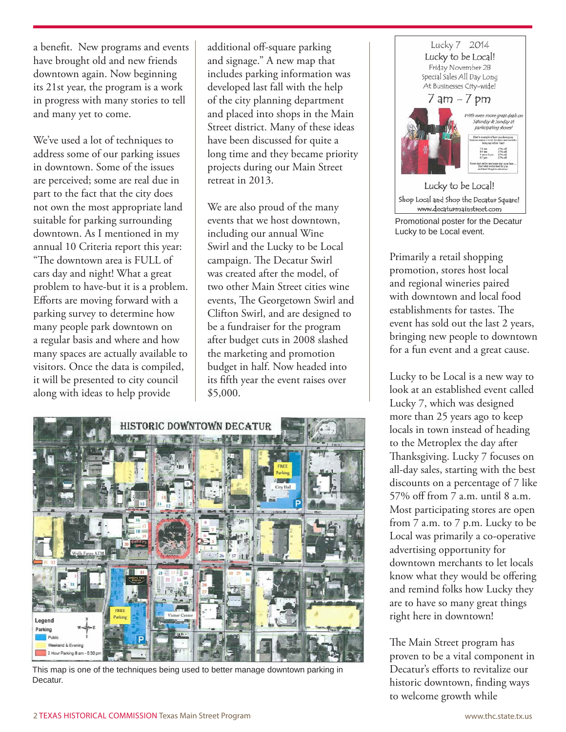a benefit. New programs and events have brought old and new friends downtown again. Now beginning its 21st year, the program is a work in progress with many stories to tell and many yet to come.

We've used a lot of techniques to address some of our parking issues in downtown. Some of the issues are perceived; some are real due in part to the fact that the city does not own the most appropriate land suitable for parking surrounding downtown. As I mentioned in my annual 10 Criteria report this year: "The downtown area is FULL of cars day and night! What a great problem to have-but it is a problem. Efforts are moving forward with a parking survey to determine how many people park downtown on a regular basis and where and how many spaces are actually available to visitors. Once the data is compiled, it will be presented to city council along with ideas to help provide additional off-square parking and signage." A new map that includes parking information was developed last fall with the help of the city planning department and placed into shops in the Main Street district. Many of these ideas have been discussed for quite a long time and they became priority projects during our Main Street retreat in 2013.

We are also proud of the many events that we host downtown, including our annual Wine Swirl and the Lucky to be Local campaign. The Decatur Swirl was created after the model, of two other Main Street cities wine events, The Georgetown Swirl and Clifton Swirl, and are designed to be a fundraiser for the program after budget cuts in 2008 slashed the marketing and promotion budget in half. Now headed into its fifth year the event raises over $5,000.

This map is one of the techniques being used to better manage downtown parking in Decatur.

Promotional poster for the Decatur Lucky to be Local event.

Primarily a retail shopping promotion, stores host local and regional wineries paired with downtown and local food establishments for tastes. The event has sold out the last 2 years, bringing new people to downtown for a fun event and a great cause.

Lucky to be Local is a new way to look at an established event called Lucky 7, which was designed more than 25 years ago to keep locals in town instead of heading to the Metroplex the day after Thanksgiving. Lucky 7 focuses on all-day sales, starting with the best discounts on a percentage of 7 like 57% off from 7 a.m. until 8 a.m. Most participating stores are open from 7 a.m. to 7 p.m. Lucky to be Local was primarily a co-operative advertising opportunity for downtown merchants to let locals know what they would be offering and remind folks how Lucky they are to have so many great things right here in downtown!

The Main Street program has proven to be a vital component in Decatur's efforts to revitalize our historic downtown, finding ways to welcome growth while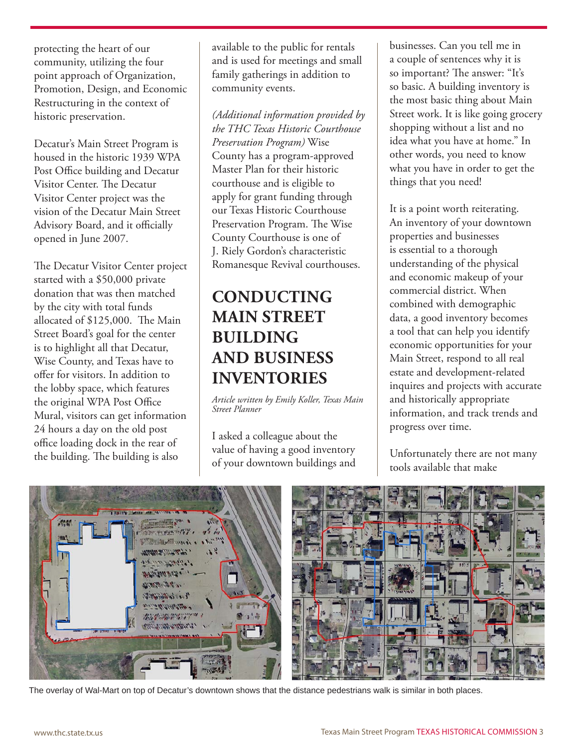protecting the heart of our community, utilizing the four point approach of Organization, Promotion, Design, and Economic Restructuring in the context of historic preservation.

Decatur's Main Street Program is housed in the historic 1939 WPA Post Office building and Decatur Visitor Center. The Decatur Visitor Center project was the vision of the Decatur Main Street Advisory Board, and it officially opened in June 2007.

The Decatur Visitor Center project started with a $50,000 private donation that was then matched by the city with total funds allocated of $125,000. The Main Street Board's goal for the center is to highlight all that Decatur, Wise County, and Texas have to offer for visitors. In addition to the lobby space, which features the original WPA Post Office Mural, visitors can get information 24 hours a day on the old post office loading dock in the rear of the building. The building is also available to the public for rentals and is used for meetings and small family gatherings in addition to community events.

*(Additional information provided by the THC Texas Historic Courthouse Preservation Program)* Wise County has a program-approved Master Plan for their historic courthouse and is eligible to apply for grant funding through our Texas Historic Courthouse Preservation Program. The Wise County Courthouse is one of J. Riely Gordon's characteristic Romanesque Revival courthouses.

## CONDUCTING MAIN STREET BUILDING AND BUSINESS INVENTORIES

*Article written by Emily Koller, Texas Main Street Planner*

I asked a colleague about the value of having a good inventory of your downtown buildings and businesses. Can you tell me in a couple of sentences why it is so important? The answer: "It's so basic. A building inventory is the most basic thing about Main Street work. It is like going grocery shopping without a list and no idea what you have at home." In other words, you need to know what you have in order to get the things that you need!

It is a point worth reiterating. An inventory of your downtown properties and businesses is essential to a thorough understanding of the physical and economic makeup of your commercial district. When combined with demographic data, a good inventory becomes a tool that can help you identify economic opportunities for your Main Street, respond to all real estate and development-related inquires and projects with accurate and historically appropriate information, and track trends and progress over time.

Unfortunately there are not many tools available that make

The overlay of Wal-Mart on top of Decatur's downtown shows that the distance pedestrians walk is similar in both places.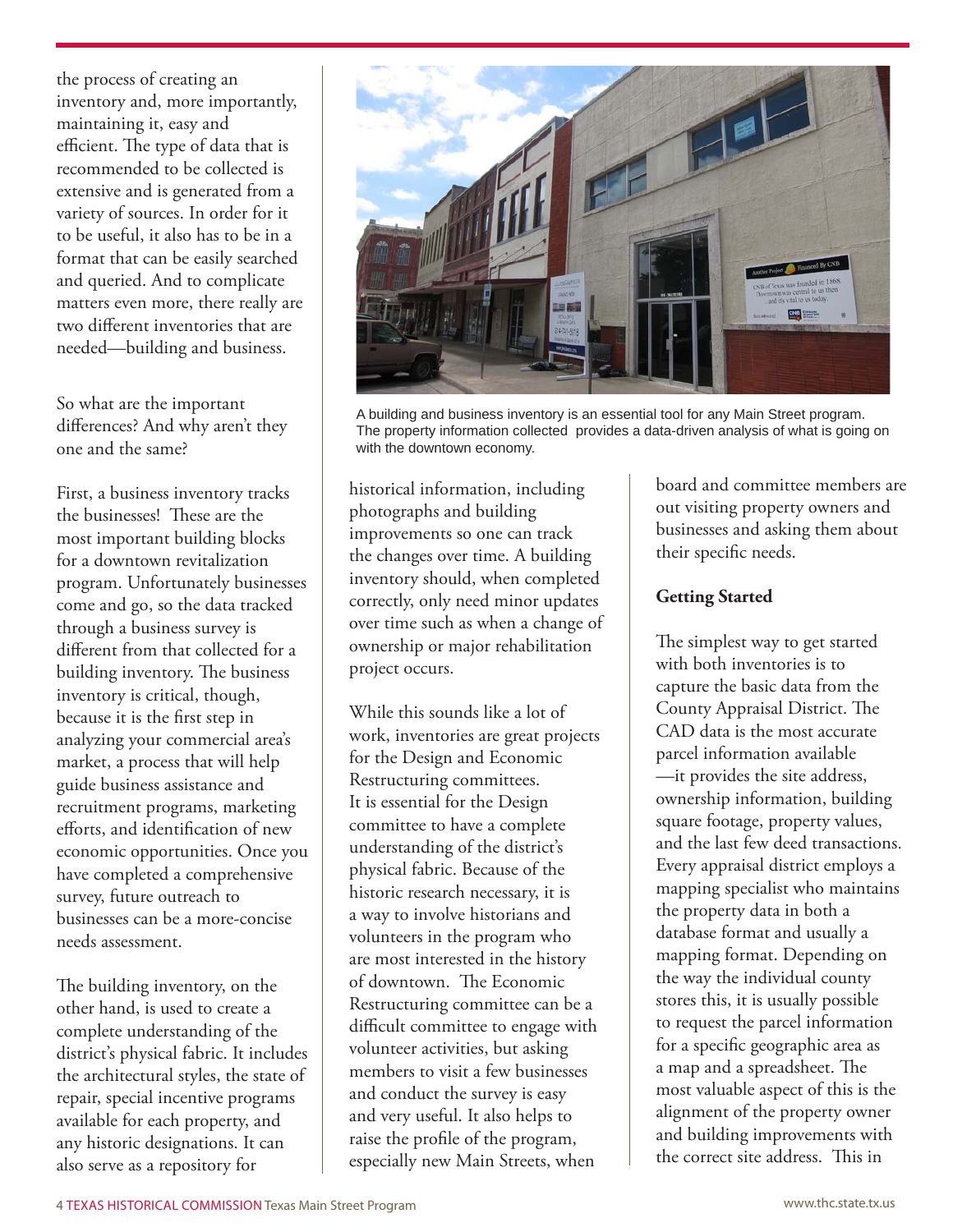the process of creating an inventory and, more importantly, maintaining it, easy and efficient. The type of data that is recommended to be collected is extensive and is generated from a variety of sources. In order for it to be useful, it also has to be in a format that can be easily searched and queried. And to complicate matters even more, there really are two different inventories that are needed—building and business.

So what are the important differences? And why aren't they one and the same?

First, a business inventory tracks the businesses! These are the most important building blocks for a downtown revitalization program. Unfortunately businesses come and go, so the data tracked through a business survey is different from that collected for a building inventory. The business inventory is critical, though, because it is the first step in analyzing your commercial area's market, a process that will help guide business assistance and recruitment programs, marketing efforts, and identification of new economic opportunities. Once you have completed a comprehensive survey, future outreach to businesses can be a more-concise needs assessment.

The building inventory, on the other hand, is used to create a complete understanding of the district's physical fabric. It includes the architectural styles, the state of repair, special incentive programs available for each property, and any historic designations. It can also serve as a repository for historical information, including photographs and building improvements so one can track the changes over time. A building inventory should, when completed correctly, only need minor updates over time such as when a change of ownership or major rehabilitation project occurs.

A building and business inventory is an essential tool for any Main Street program. The property information collected provides a data-driven analysis of what is going on with the downtown economy.

While this sounds like a lot of work, inventories are great projects for the Design and Economic Restructuring committees. It is essential for the Design committee to have a complete understanding of the district's physical fabric. Because of the historic research necessary, it is a way to involve historians and volunteers in the program who are most interested in the history of downtown. The Economic Restructuring committee can be a difficult committee to engage with volunteer activities, but asking members to visit a few businesses and conduct the survey is easy and very useful. It also helps to raise the profile of the program, especially new Main Streets, when board and committee members are out visiting property owners and businesses and asking them about their specific needs.

**Getting Started**

The simplest way to get started with both inventories is to capture the basic data from the County Appraisal District. The CAD data is the most accurate parcel information available—it provides the site address, ownership information, building square footage, property values, and the last few deed transactions. Every appraisal district employs a mapping specialist who maintains the property data in both a database format and usually a mapping format. Depending on the way the individual county stores this, it is usually possible to request the parcel information for a specific geographic area as a map and a spreadsheet. The most valuable aspect of this is the alignment of the property owner and building improvements with the correct site address. This in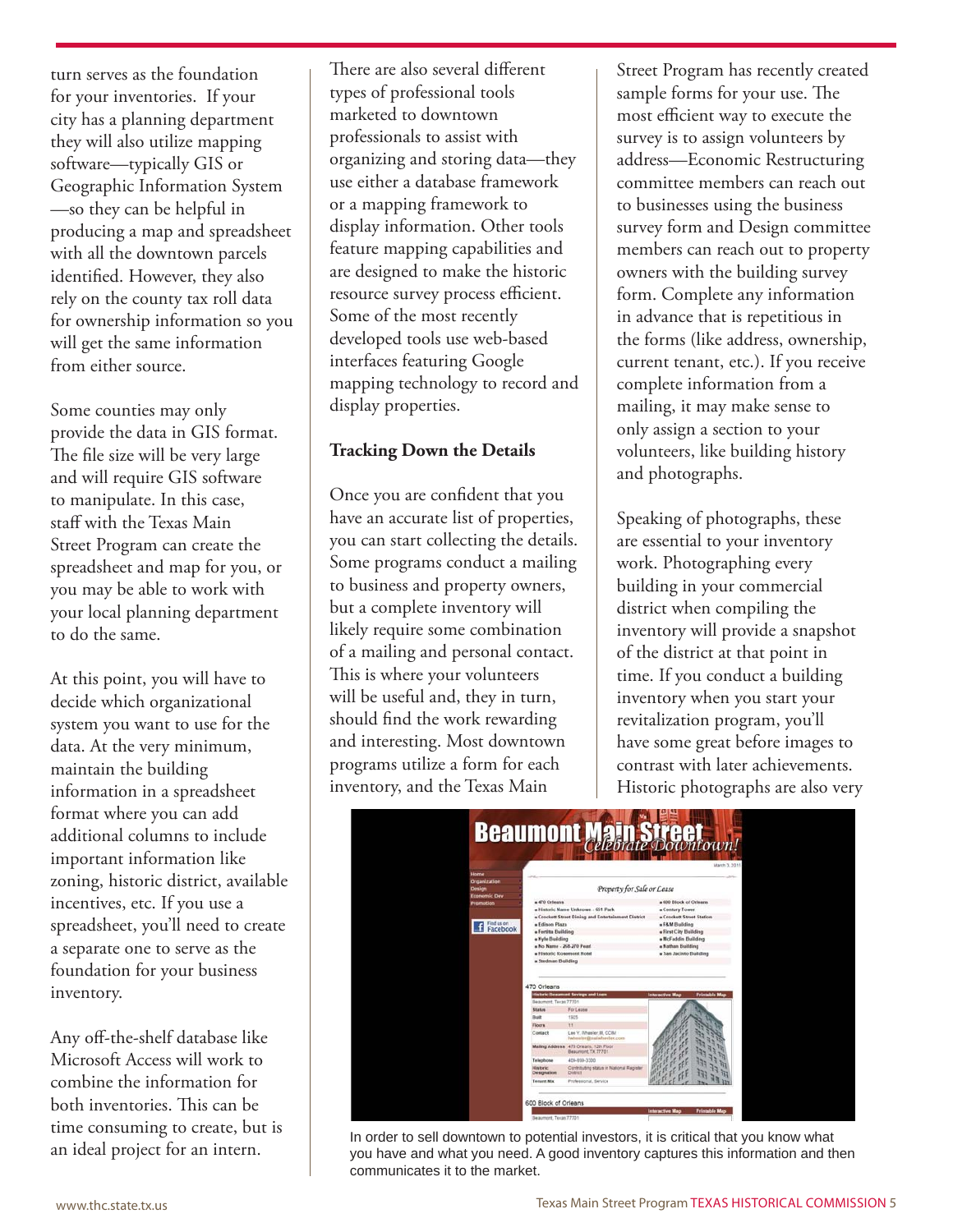turn serves as the foundation for your inventories. If your city has a planning department they will also utilize mapping software—typically GIS or Geographic Information System—so they can be helpful in producing a map and spreadsheet with all the downtown parcels identified. However, they also rely on the county tax roll data for ownership information so you will get the same information from either source.

Some counties may only provide the data in GIS format. The file size will be very large and will require GIS software to manipulate. In this case, staff with the Texas Main Street Program can create the spreadsheet and map for you, or you may be able to work with your local planning department to do the same.

At this point, you will have to decide which organizational system you want to use for the data. At the very minimum, maintain the building information in a spreadsheet format where you can add additional columns to include important information like zoning, historic district, available incentives, etc. If you use a spreadsheet, you'll need to create a separate one to serve as the foundation for your business inventory.

Any off-the-shelf database like Microsoft Access will work to combine the information for both inventories. This can be time consuming to create, but is an ideal project for an intern.

There are also several different types of professional tools marketed to downtown professionals to assist with organizing and storing data—they use either a database framework or a mapping framework to display information. Other tools feature mapping capabilities and are designed to make the historic resource survey process efficient. Some of the most recently developed tools use web-based interfaces featuring Google mapping technology to record and display properties.

**Tracking Down the Details**

Once you are confident that you have an accurate list of properties, you can start collecting the details. Some programs conduct a mailing to business and property owners, but a complete inventory will likely require some combination of a mailing and personal contact. This is where your volunteers will be useful and, they in turn, should find the work rewarding and interesting. Most downtown programs utilize a form for each inventory, and the Texas Main Street Program has recently created sample forms for your use. The most efficient way to execute the survey is to assign volunteers by address—Economic Restructuring committee members can reach out to businesses using the business survey form and Design committee members can reach out to property owners with the building survey form. Complete any information in advance that is repetitious in the forms (like address, ownership, current tenant, etc.). If you receive complete information from a mailing, it may make sense to only assign a section to your volunteers, like building history and photographs.

Speaking of photographs, these are essential to your inventory work. Photographing every building in your commercial district when compiling the inventory will provide a snapshot of the district at that point in time. If you conduct a building inventory when you start your revitalization program, you'll have some great before images to contrast with later achievements. Historic photographs are also very

In order to sell downtown to potential investors, it is critical that you know what you have and what you need. A good inventory captures this information and then communicates it to the market.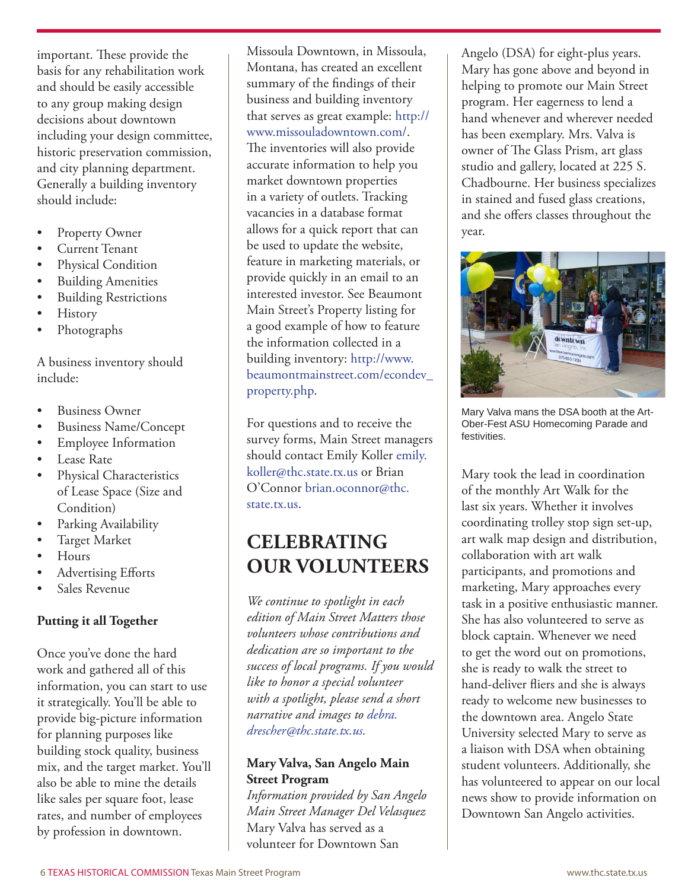important. These provide the basis for any rehabilitation work and should be easily accessible to any group making design decisions about downtown including your design committee, historic preservation commission, and city planning department. Generally a building inventory should include:

- Property Owner
- Current Tenant
- Physical Condition
- Building Amenities
- Building Restrictions
- History
- Photographs

A business inventory should include:

- Business Owner
- Business Name/Concept
- Employee Information
- Lease Rate
- Physical Characteristics of Lease Space (Size and Condition)
- Parking Availability
- Target Market
- Hours
- Advertising Efforts
- Sales Revenue

**Putting it all Together**

Once you've done the hard work and gathered all of this information, you can start to use it strategically. You'll be able to provide big-picture information for planning purposes like building stock quality, business mix, and the target market. You'll also be able to mine the details like sales per square foot, lease rates, and number of employees by profession in downtown.

Missoula Downtown, in Missoula, Montana, has created an excellent summary of the findings of their business and building inventory that serves as great example: http://www.missouladowntown.com/. The inventories will also provide accurate information to help you market downtown properties in a variety of outlets. Tracking vacancies in a database format allows for a quick report that can be used to update the website, feature in marketing materials, or provide quickly in an email to an interested investor. See Beaumont Main Street's Property listing for a good example of how to feature the information collected in a building inventory: http://www.beaumontmainstreet.com/econdev_property.php.

For questions and to receive the survey forms, Main Street managers should contact Emily Koller emily.koller@thc.state.tx.us or Brian O'Connor brian.oconnor@thc.state.tx.us.

# CELEBRATING OUR VOLUNTEERS

*We continue to spotlight in each edition of Main Street Matters those volunteers whose contributions and dedication are so important to the success of local programs. If you would like to honor a special volunteer with a spotlight, please send a short narrative and images to debra.drescher@thc.state.tx.us.*

**Mary Valva, San Angelo Main Street Program**
*Information provided by San Angelo Main Street Manager Del Velasquez*

Mary Valva has served as a volunteer for Downtown San Angelo (DSA) for eight-plus years. Mary has gone above and beyond in helping to promote our Main Street program. Her eagerness to lend a hand whenever and wherever needed has been exemplary. Mrs. Valva is owner of The Glass Prism, art glass studio and gallery, located at 225 S. Chadbourne. Her business specializes in stained and fused glass creations, and she offers classes throughout the year.

Mary Valva mans the DSA booth at the Art-Ober-Fest ASU Homecoming Parade and festivities.

Mary took the lead in coordination of the monthly Art Walk for the last six years. Whether it involves coordinating trolley stop sign set-up, art walk map design and distribution, collaboration with art walk participants, and promotions and marketing, Mary approaches every task in a positive enthusiastic manner. She has also volunteered to serve as block captain. Whenever we need to get the word out on promotions, she is ready to walk the street to hand-deliver fliers and she is always ready to welcome new businesses to the downtown area. Angelo State University selected Mary to serve as a liaison with DSA when obtaining student volunteers. Additionally, she has volunteered to appear on our local news show to provide information on Downtown San Angelo activities.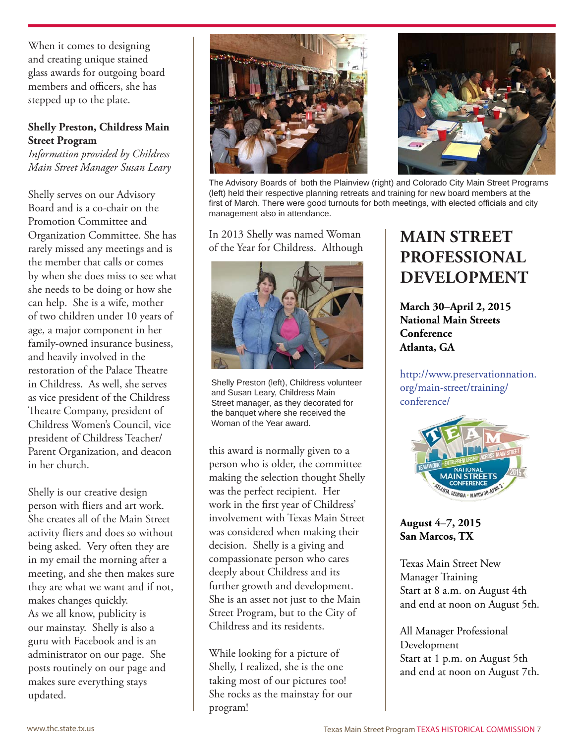When it comes to designing and creating unique stained glass awards for outgoing board members and officers, she has stepped up to the plate.

**Shelly Preston, Childress Main Street Program**

*Information provided by Childress Main Street Manager Susan Leary*

Shelly serves on our Advisory Board and is a co-chair on the Promotion Committee and Organization Committee. She has rarely missed any meetings and is the member that calls or comes by when she does miss to see what she needs to be doing or how she can help. She is a wife, mother of two children under 10 years of age, a major component in her family-owned insurance business, and heavily involved in the restoration of the Palace Theatre in Childress. As well, she serves as vice president of the Childress Theatre Company, president of Childress Women's Council, vice president of Childress Teacher/Parent Organization, and deacon in her church.

Shelly is our creative design person with fliers and art work. She creates all of the Main Street activity fliers and does so without being asked. Very often they are in my email the morning after a meeting, and she then makes sure they are what we want and if not, makes changes quickly. As we all know, publicity is our mainstay. Shelly is also a guru with Facebook and is an administrator on our page. She posts routinely on our page and makes sure everything stays updated.

The Advisory Boards of both the Plainview (right) and Colorado City Main Street Programs (left) held their respective planning retreats and training for new board members at the first of March. There were good turnouts for both meetings, with elected officials and city management also in attendance.

In 2013 Shelly was named Woman of the Year for Childress. Although this award is normally given to a person who is older, the committee making the selection thought Shelly was the perfect recipient. Her work in the first year of Childress' involvement with Texas Main Street was considered when making their decision. Shelly is a giving and compassionate person who cares deeply about Childress and its further growth and development. She is an asset not just to the Main Street Program, but to the City of Childress and its residents.

Shelly Preston (left), Childress volunteer and Susan Leary, Childress Main Street manager, as they decorated for the banquet where she received the Woman of the Year award.

While looking for a picture of Shelly, I realized, she is the one taking most of our pictures too! She rocks as the mainstay for our program!

# MAIN STREET PROFESSIONAL DEVELOPMENT

**March 30–April 2, 2015**
**National Main Streets Conference**
**Atlanta, GA**

http://www.preservationnation.org/main-street/training/conference/

**August 4–7, 2015**
**San Marcos, TX**

Texas Main Street New Manager Training
Start at 8 a.m. on August 4th and end at noon on August 5th.

All Manager Professional Development
Start at 1 p.m. on August 5th and end at noon on August 7th.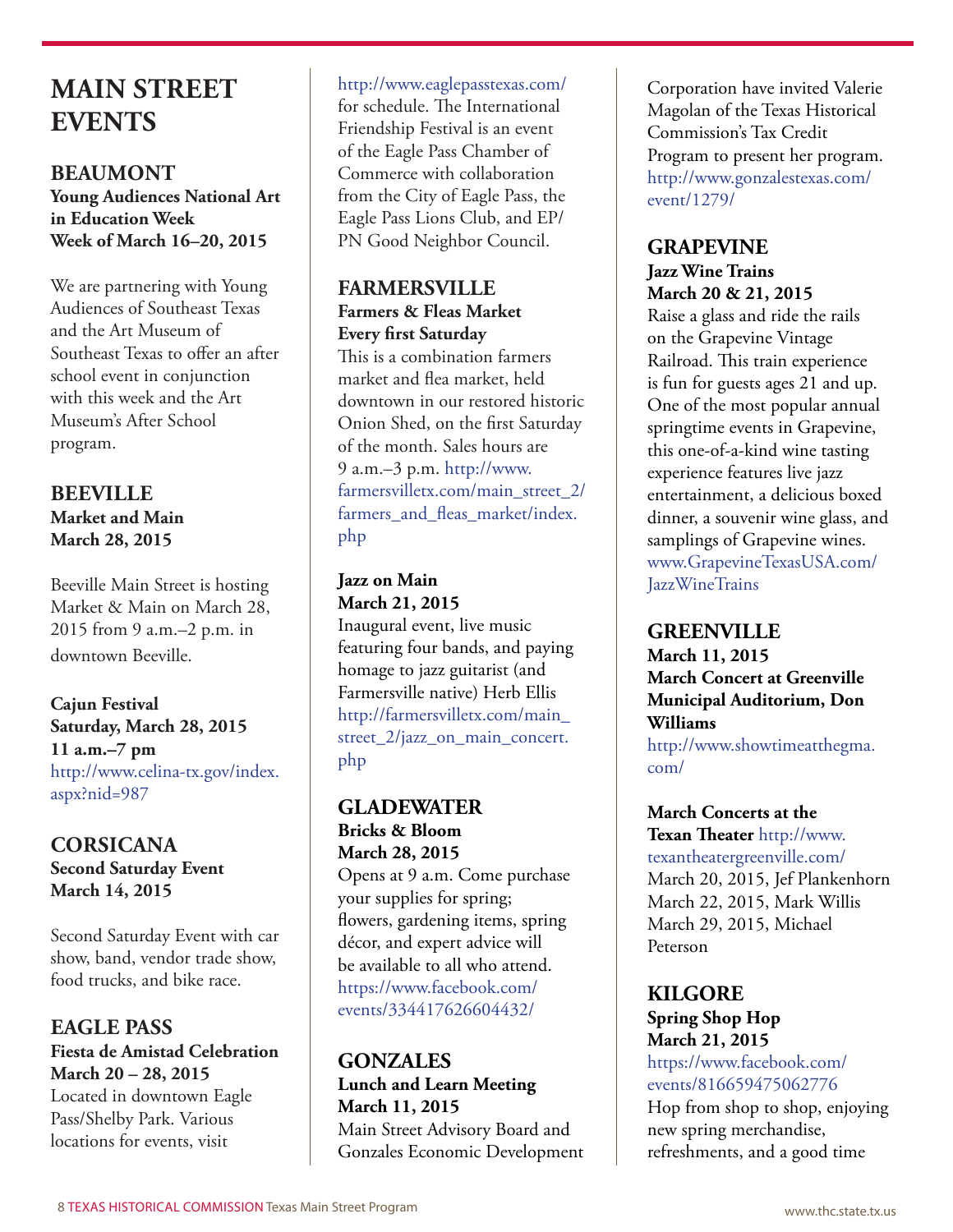# MAIN STREET EVENTS

## BEAUMONT

**Young Audiences National Art in Education Week**
**Week of March 16–20, 2015**

We are partnering with Young Audiences of Southeast Texas and the Art Museum of Southeast Texas to offer an after school event in conjunction with this week and the Art Museum's After School program.

## BEEVILLE

**Market and Main**
**March 28, 2015**

Beeville Main Street is hosting Market & Main on March 28, 2015 from 9 a.m.–2 p.m. in downtown Beeville.

**Cajun Festival**
**Saturday, March 28, 2015**
**11 a.m.–7 pm**
http://www.celina-tx.gov/index.aspx?nid=987

## CORSICANA

**Second Saturday Event**
**March 14, 2015**

Second Saturday Event with car show, band, vendor trade show, food trucks, and bike race.

## EAGLE PASS

**Fiesta de Amistad Celebration**
**March 20 – 28, 2015**
Located in downtown Eagle Pass/Shelby Park. Various locations for events, visit http://www.eaglepasstexas.com/ for schedule. The International Friendship Festival is an event of the Eagle Pass Chamber of Commerce with collaboration from the City of Eagle Pass, the Eagle Pass Lions Club, and EP/PN Good Neighbor Council.

## FARMERSVILLE

**Farmers & Fleas Market**
**Every first Saturday**
This is a combination farmers market and flea market, held downtown in our restored historic Onion Shed, on the first Saturday of the month. Sales hours are 9 a.m.–3 p.m. http://www.farmersvilletx.com/main_street_2/farmers_and_fleas_market/index.php

**Jazz on Main**
**March 21, 2015**
Inaugural event, live music featuring four bands, and paying homage to jazz guitarist (and Farmersville native) Herb Ellis http://farmersvilletx.com/main_street_2/jazz_on_main_concert.php

## GLADEWATER

**Bricks & Bloom**
**March 28, 2015**
Opens at 9 a.m. Come purchase your supplies for spring; flowers, gardening items, spring décor, and expert advice will be available to all who attend. https://www.facebook.com/events/334417626604432/

## GONZALES

**Lunch and Learn Meeting**
**March 11, 2015**
Main Street Advisory Board and Gonzales Economic Development Corporation have invited Valerie Magolan of the Texas Historical Commission's Tax Credit Program to present her program. http://www.gonzalestexas.com/event/1279/

## GRAPEVINE

**Jazz Wine Trains**
**March 20 & 21, 2015**
Raise a glass and ride the rails on the Grapevine Vintage Railroad. This train experience is fun for guests ages 21 and up. One of the most popular annual springtime events in Grapevine, this one-of-a-kind wine tasting experience features live jazz entertainment, a delicious boxed dinner, a souvenir wine glass, and samplings of Grapevine wines. www.GrapevineTexasUSA.com/JazzWineTrains

## GREENVILLE

**March 11, 2015**
**March Concert at Greenville Municipal Auditorium, Don Williams**
http://www.showtimeatthegma.com/

**March Concerts at the Texan Theater** http://www.texantheatergreenville.com/
March 20, 2015, Jef Plankenhorn
March 22, 2015, Mark Willis
March 29, 2015, Michael Peterson

## KILGORE

**Spring Shop Hop**
**March 21, 2015**
https://www.facebook.com/events/816659475062776
Hop from shop to shop, enjoying new spring merchandise, refreshments, and a good time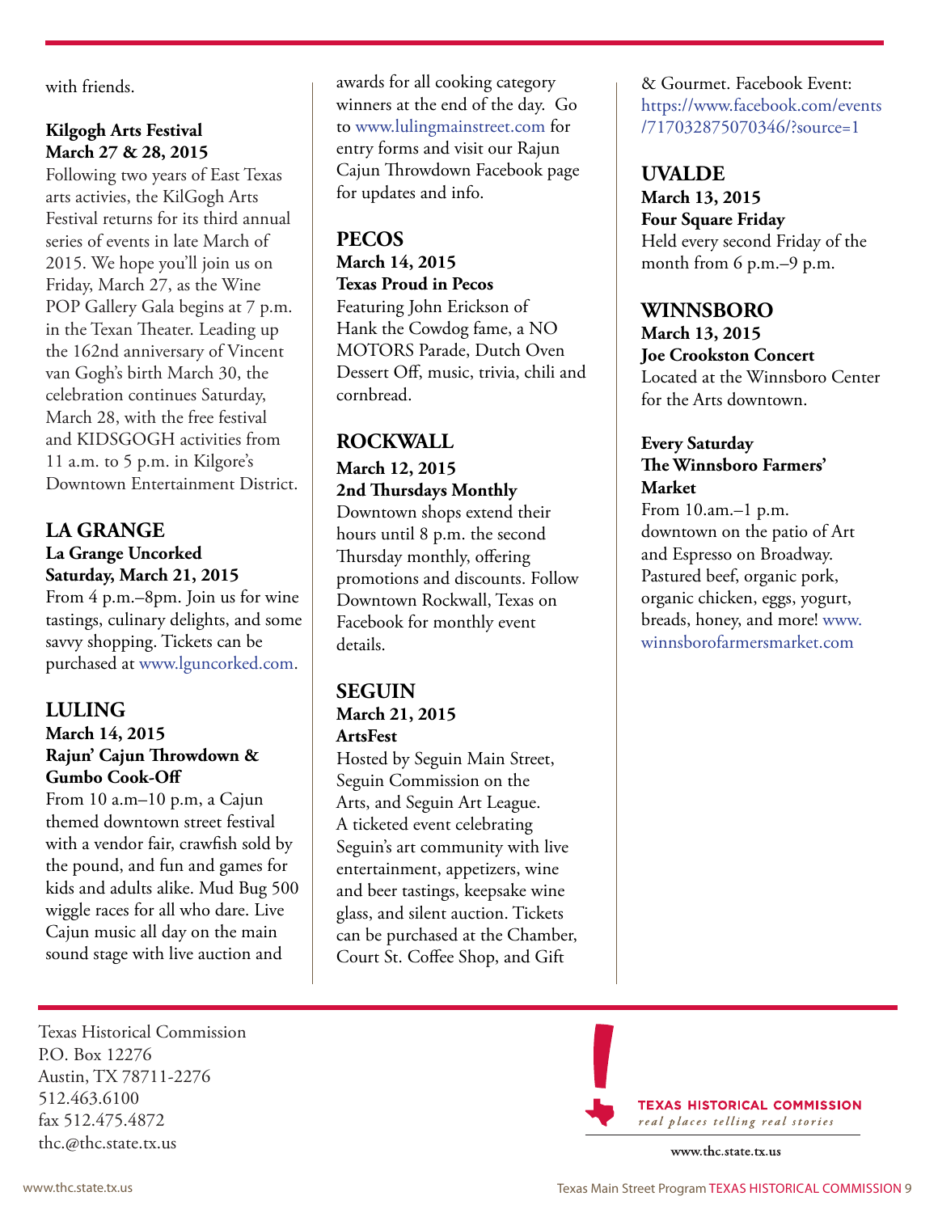with friends.

**Kilgogh Arts Festival**
**March 27 & 28, 2015**

Following two years of East Texas arts activies, the KilGogh Arts Festival returns for its third annual series of events in late March of 2015. We hope you'll join us on Friday, March 27, as the Wine POP Gallery Gala begins at 7 p.m. in the Texan Theater. Leading up the 162nd anniversary of Vincent van Gogh's birth March 30, the celebration continues Saturday, March 28, with the free festival and KIDSGOGH activities from 11 a.m. to 5 p.m. in Kilgore's Downtown Entertainment District.

## LA GRANGE

**La Grange Uncorked**
**Saturday, March 21, 2015**

From 4 p.m.–8pm. Join us for wine tastings, culinary delights, and some savvy shopping. Tickets can be purchased at www.lguncorked.com.

## LULING

**March 14, 2015**
**Rajun' Cajun Throwdown & Gumbo Cook-Off**

From 10 a.m–10 p.m, a Cajun themed downtown street festival with a vendor fair, crawfish sold by the pound, and fun and games for kids and adults alike. Mud Bug 500 wiggle races for all who dare. Live Cajun music all day on the main sound stage with live auction and awards for all cooking category winners at the end of the day. Go to www.lulingmainstreet.com for entry forms and visit our Rajun Cajun Throwdown Facebook page for updates and info.

## PECOS

**March 14, 2015**
**Texas Proud in Pecos**

Featuring John Erickson of Hank the Cowdog fame, a NO MOTORS Parade, Dutch Oven Dessert Off, music, trivia, chili and cornbread.

## ROCKWALL

**March 12, 2015**
**2nd Thursdays Monthly**

Downtown shops extend their hours until 8 p.m. the second Thursday monthly, offering promotions and discounts. Follow Downtown Rockwall, Texas on Facebook for monthly event details.

## SEGUIN

**March 21, 2015**
**ArtsFest**

Hosted by Seguin Main Street, Seguin Commission on the Arts, and Seguin Art League. A ticketed event celebrating Seguin's art community with live entertainment, appetizers, wine and beer tastings, keepsake wine glass, and silent auction. Tickets can be purchased at the Chamber, Court St. Coffee Shop, and Gift & Gourmet. Facebook Event: https://www.facebook.com/events/717032875070346/?source=1

## UVALDE

**March 13, 2015**
**Four Square Friday**

Held every second Friday of the month from 6 p.m.–9 p.m.

## WINNSBORO

**March 13, 2015**
**Joe Crookston Concert**

Located at the Winnsboro Center for the Arts downtown.

**Every Saturday**
**The Winnsboro Farmers' Market**

From 10.am.–1 p.m. downtown on the patio of Art and Espresso on Broadway. Pastured beef, organic pork, organic chicken, eggs, yogurt, breads, honey, and more! www.winnsborofarmersmarket.com

---

Texas Historical Commission
P.O. Box 12276
Austin, TX 78711-2276
512.463.6100
fax 512.475.4872
thc.@thc.state.tx.us

TEXAS HISTORICAL COMMISSION
*real places telling real stories*
www.thc.state.tx.us